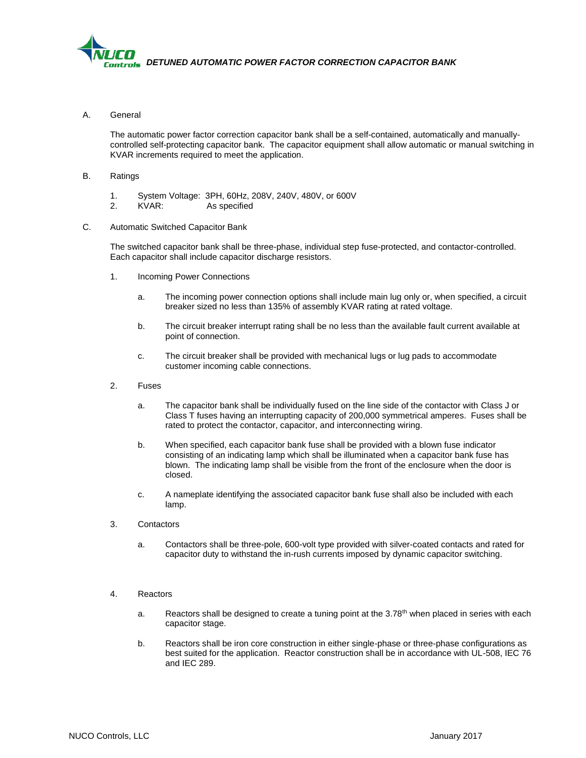# DETUNED AUTOMATIC POWER FACTOR CORRECTION CAPACITOR BANK

A. General

The automatic power factor correction capacitor bank shall be a self-contained, automatically and manually-controlled self-protecting capacitor bank. The capacitor equipment shall allow automatic or manual switching in KVAR increments required to meet the application.

B. Ratings

1. System Voltage: 3PH, 60Hz, 208V, 240V, 480V, or 600V
2. KVAR: As specified

C. Automatic Switched Capacitor Bank

The switched capacitor bank shall be three-phase, individual step fuse-protected, and contactor-controlled. Each capacitor shall include capacitor discharge resistors.

1. Incoming Power Connections

   a. The incoming power connection options shall include main lug only or, when specified, a circuit breaker sized no less than 135% of assembly KVAR rating at rated voltage.

   b. The circuit breaker interrupt rating shall be no less than the available fault current available at point of connection.

   c. The circuit breaker shall be provided with mechanical lugs or lug pads to accommodate customer incoming cable connections.

2. Fuses

   a. The capacitor bank shall be individually fused on the line side of the contactor with Class J or Class T fuses having an interrupting capacity of 200,000 symmetrical amperes. Fuses shall be rated to protect the contactor, capacitor, and interconnecting wiring.

   b. When specified, each capacitor bank fuse shall be provided with a blown fuse indicator consisting of an indicating lamp which shall be illuminated when a capacitor bank fuse has blown. The indicating lamp shall be visible from the front of the enclosure when the door is closed.

   c. A nameplate identifying the associated capacitor bank fuse shall also be included with each lamp.

3. Contactors

   a. Contactors shall be three-pole, 600-volt type provided with silver-coated contacts and rated for capacitor duty to withstand the in-rush currents imposed by dynamic capacitor switching.

4. Reactors

   a. Reactors shall be designed to create a tuning point at the 3.78$^{th}$ when placed in series with each capacitor stage.

   b. Reactors shall be iron core construction in either single-phase or three-phase configurations as best suited for the application. Reactor construction shall be in accordance with UL-508, IEC 76 and IEC 289.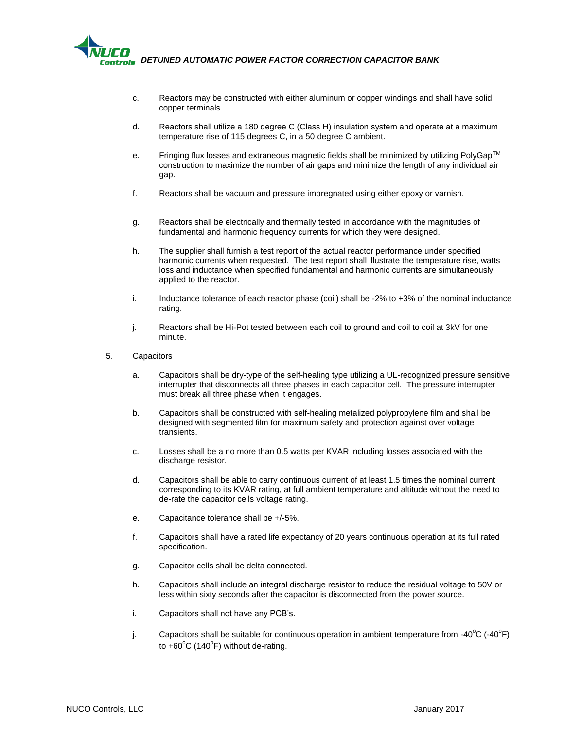c. Reactors may be constructed with either aluminum or copper windings and shall have solid copper terminals.

d. Reactors shall utilize a 180 degree C (Class H) insulation system and operate at a maximum temperature rise of 115 degrees C, in a 50 degree C ambient.

e. Fringing flux losses and extraneous magnetic fields shall be minimized by utilizing PolyGap™ construction to maximize the number of air gaps and minimize the length of any individual air gap.

f. Reactors shall be vacuum and pressure impregnated using either epoxy or varnish.

g. Reactors shall be electrically and thermally tested in accordance with the magnitudes of fundamental and harmonic frequency currents for which they were designed.

h. The supplier shall furnish a test report of the actual reactor performance under specified harmonic currents when requested. The test report shall illustrate the temperature rise, watts loss and inductance when specified fundamental and harmonic currents are simultaneously applied to the reactor.

i. Inductance tolerance of each reactor phase (coil) shall be -2% to +3% of the nominal inductance rating.

j. Reactors shall be Hi-Pot tested between each coil to ground and coil to coil at 3kV for one minute.

5. Capacitors

a. Capacitors shall be dry-type of the self-healing type utilizing a UL-recognized pressure sensitive interrupter that disconnects all three phases in each capacitor cell. The pressure interrupter must break all three phase when it engages.

b. Capacitors shall be constructed with self-healing metalized polypropylene film and shall be designed with segmented film for maximum safety and protection against over voltage transients.

c. Losses shall be a no more than 0.5 watts per KVAR including losses associated with the discharge resistor.

d. Capacitors shall be able to carry continuous current of at least 1.5 times the nominal current corresponding to its KVAR rating, at full ambient temperature and altitude without the need to de-rate the capacitor cells voltage rating.

e. Capacitance tolerance shall be +/-5%.

f. Capacitors shall have a rated life expectancy of 20 years continuous operation at its full rated specification.

g. Capacitor cells shall be delta connected.

h. Capacitors shall include an integral discharge resistor to reduce the residual voltage to 50V or less within sixty seconds after the capacitor is disconnected from the power source.

i. Capacitors shall not have any PCB's.

j. Capacitors shall be suitable for continuous operation in ambient temperature from -40°C (-40°F) to +60°C (140°F) without de-rating.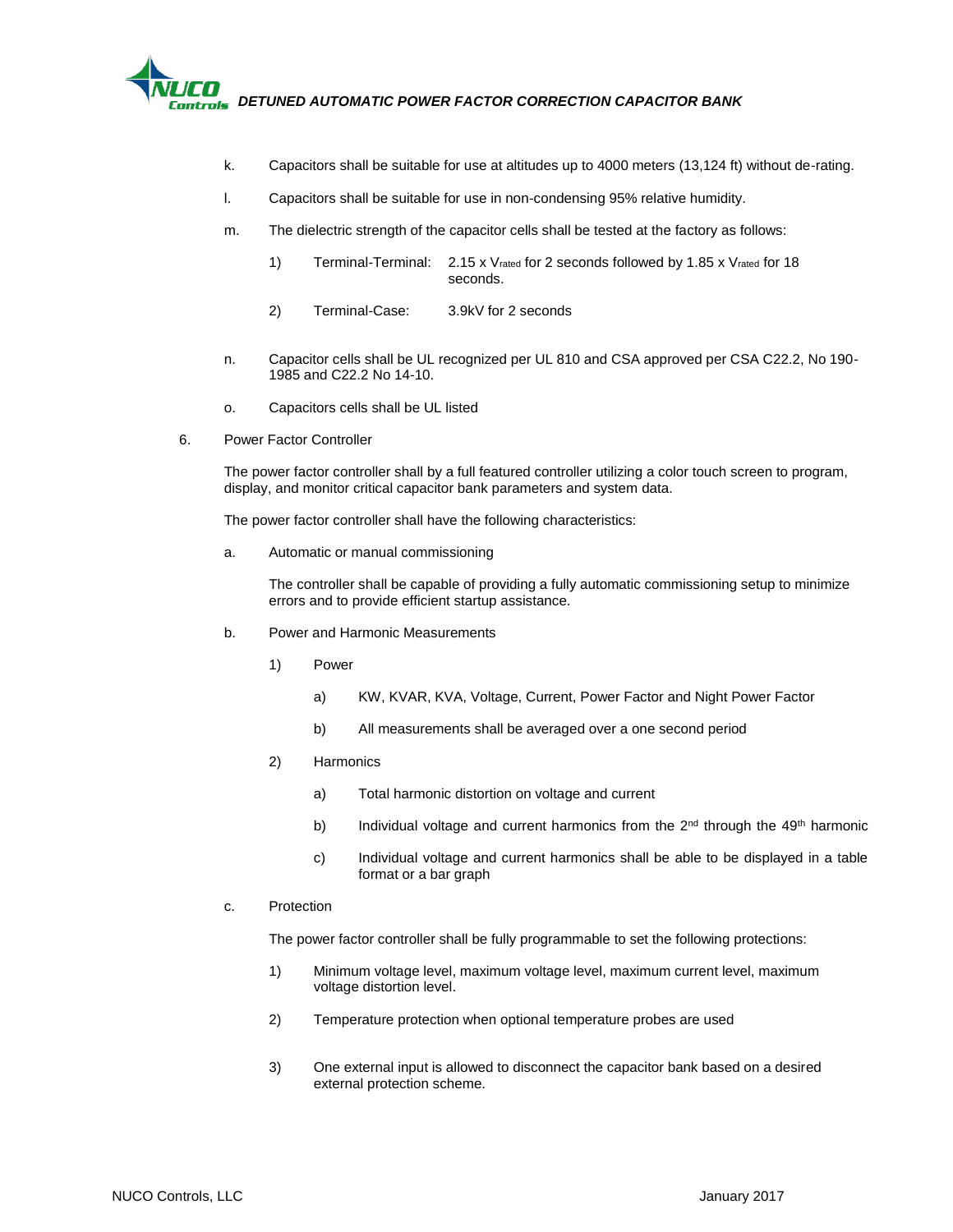k. Capacitors shall be suitable for use at altitudes up to 4000 meters (13,124 ft) without de-rating.

l. Capacitors shall be suitable for use in non-condensing 95% relative humidity.

m. The dielectric strength of the capacitor cells shall be tested at the factory as follows:

   1) Terminal-Terminal: 2.15 x $V_{rated}$ for 2 seconds followed by 1.85 x $V_{rated}$ for 18 seconds.

   2) Terminal-Case: 3.9kV for 2 seconds

n. Capacitor cells shall be UL recognized per UL 810 and CSA approved per CSA C22.2, No 190-1985 and C22.2 No 14-10.

o. Capacitors cells shall be UL listed

6. Power Factor Controller

   The power factor controller shall by a full featured controller utilizing a color touch screen to program, display, and monitor critical capacitor bank parameters and system data.

   The power factor controller shall have the following characteristics:

   a. Automatic or manual commissioning

      The controller shall be capable of providing a fully automatic commissioning setup to minimize errors and to provide efficient startup assistance.

   b. Power and Harmonic Measurements

      1) Power

         a) KW, KVAR, KVA, Voltage, Current, Power Factor and Night Power Factor

         b) All measurements shall be averaged over a one second period

      2) Harmonics

         a) Total harmonic distortion on voltage and current

         b) Individual voltage and current harmonics from the 2nd through the 49th harmonic

         c) Individual voltage and current harmonics shall be able to be displayed in a table format or a bar graph

   c. Protection

      The power factor controller shall be fully programmable to set the following protections:

      1) Minimum voltage level, maximum voltage level, maximum current level, maximum voltage distortion level.

      2) Temperature protection when optional temperature probes are used

      3) One external input is allowed to disconnect the capacitor bank based on a desired external protection scheme.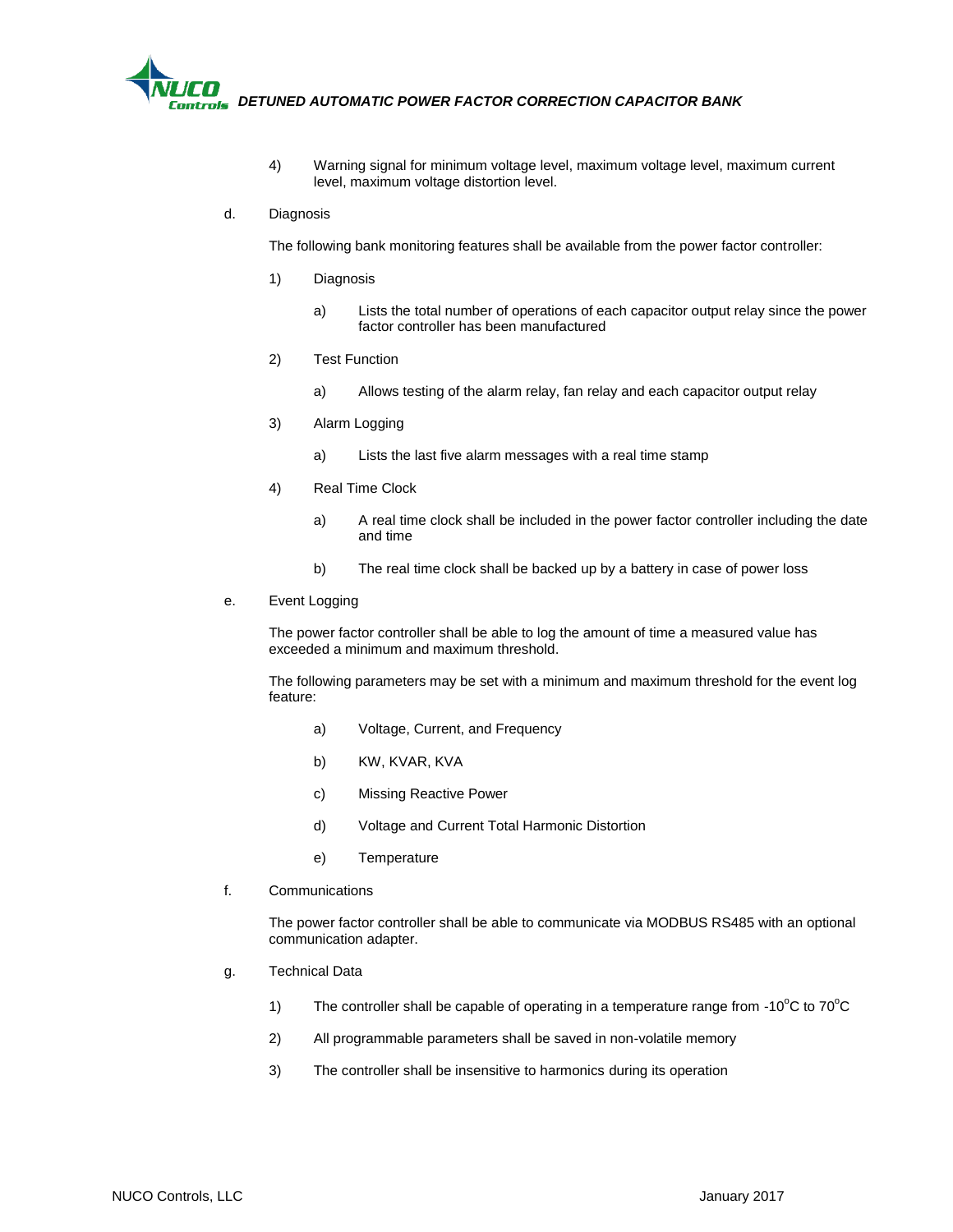4) Warning signal for minimum voltage level, maximum voltage level, maximum current level, maximum voltage distortion level.

d. Diagnosis

The following bank monitoring features shall be available from the power factor controller:

1) Diagnosis

   a) Lists the total number of operations of each capacitor output relay since the power factor controller has been manufactured

2) Test Function

   a) Allows testing of the alarm relay, fan relay and each capacitor output relay

3) Alarm Logging

   a) Lists the last five alarm messages with a real time stamp

4) Real Time Clock

   a) A real time clock shall be included in the power factor controller including the date and time

   b) The real time clock shall be backed up by a battery in case of power loss

e. Event Logging

The power factor controller shall be able to log the amount of time a measured value has exceeded a minimum and maximum threshold.

The following parameters may be set with a minimum and maximum threshold for the event log feature:

   a) Voltage, Current, and Frequency

   b) KW, KVAR, KVA

   c) Missing Reactive Power

   d) Voltage and Current Total Harmonic Distortion

   e) Temperature

f. Communications

The power factor controller shall be able to communicate via MODBUS RS485 with an optional communication adapter.

g. Technical Data

1) The controller shall be capable of operating in a temperature range from -10$^{o}$C to 70$^{o}$C

2) All programmable parameters shall be saved in non-volatile memory

3) The controller shall be insensitive to harmonics during its operation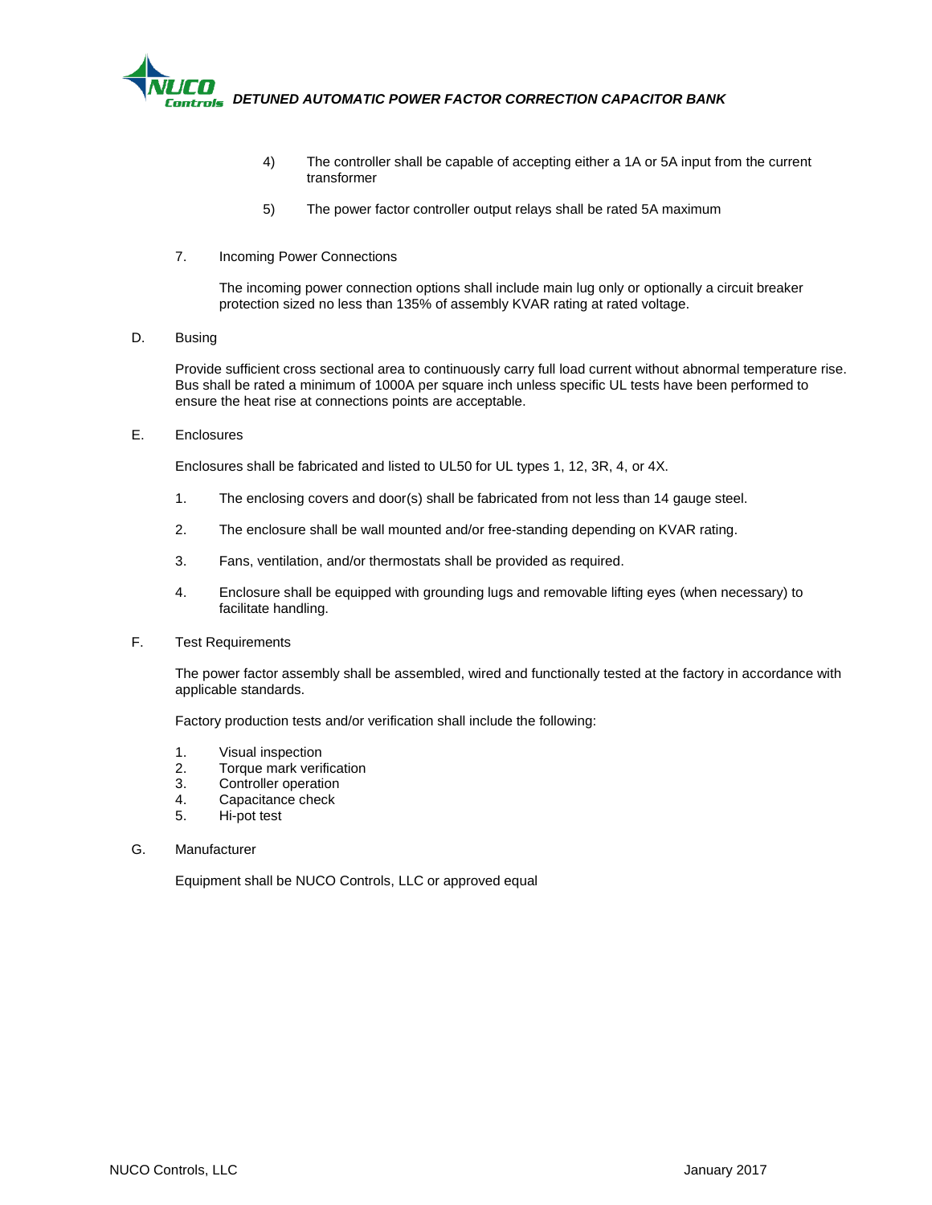4) The controller shall be capable of accepting either a 1A or 5A input from the current transformer

5) The power factor controller output relays shall be rated 5A maximum

7. Incoming Power Connections

   The incoming power connection options shall include main lug only or optionally a circuit breaker protection sized no less than 135% of assembly KVAR rating at rated voltage.

D. Busing

   Provide sufficient cross sectional area to continuously carry full load current without abnormal temperature rise. Bus shall be rated a minimum of 1000A per square inch unless specific UL tests have been performed to ensure the heat rise at connections points are acceptable.

E. Enclosures

   Enclosures shall be fabricated and listed to UL50 for UL types 1, 12, 3R, 4, or 4X.

   1. The enclosing covers and door(s) shall be fabricated from not less than 14 gauge steel.

   2. The enclosure shall be wall mounted and/or free-standing depending on KVAR rating.

   3. Fans, ventilation, and/or thermostats shall be provided as required.

   4. Enclosure shall be equipped with grounding lugs and removable lifting eyes (when necessary) to facilitate handling.

F. Test Requirements

   The power factor assembly shall be assembled, wired and functionally tested at the factory in accordance with applicable standards.

   Factory production tests and/or verification shall include the following:

   1. Visual inspection
   2. Torque mark verification
   3. Controller operation
   4. Capacitance check
   5. Hi-pot test

G. Manufacturer

   Equipment shall be NUCO Controls, LLC or approved equal